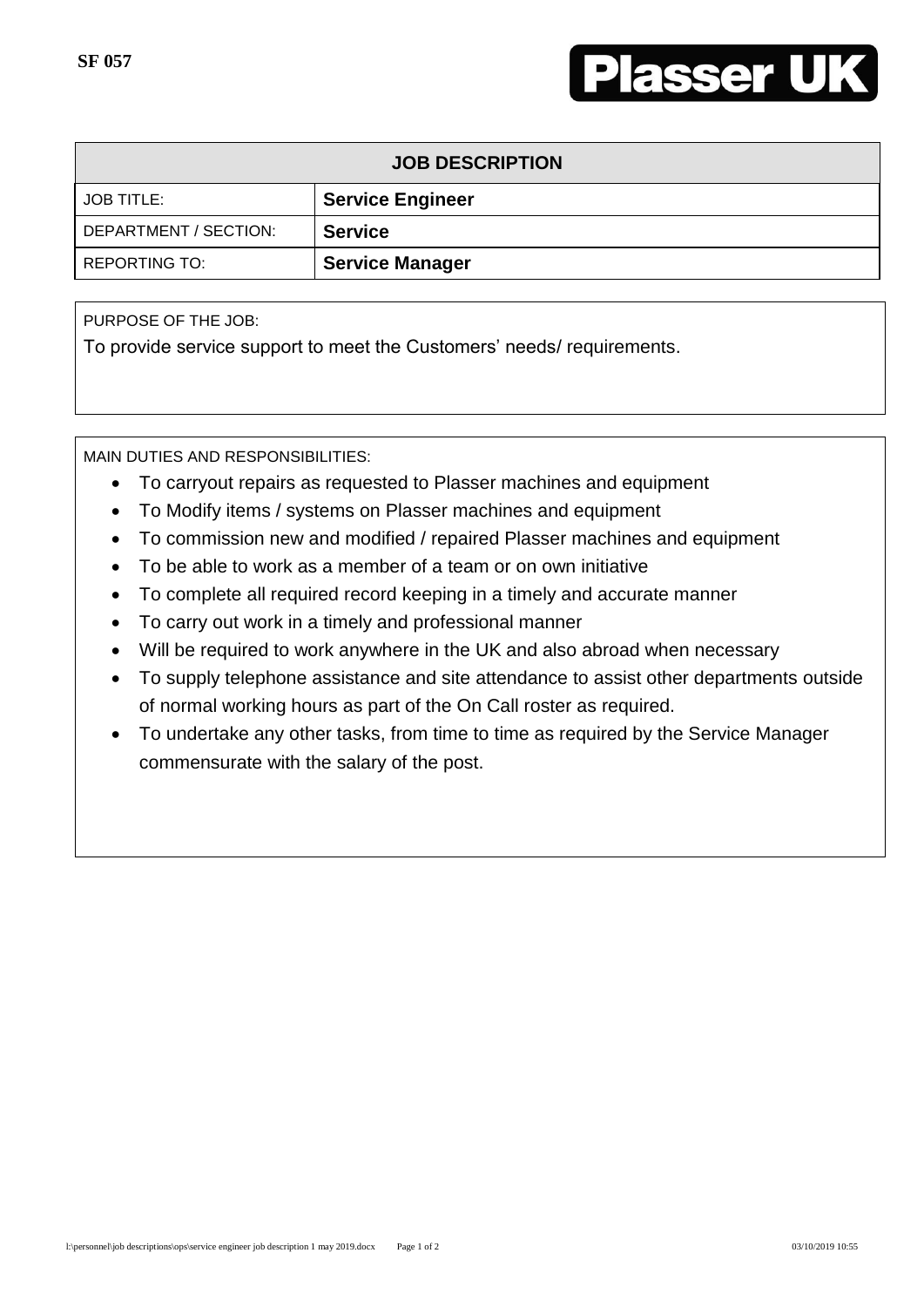SF 057

**Plasser UK**

| JOB DESCRIPTION | |
|---|---|
| JOB TITLE: | **Service Engineer** |
| DEPARTMENT / SECTION: | **Service** |
| REPORTING TO: | **Service Manager** |

PURPOSE OF THE JOB:

To provide service support to meet the Customers' needs/ requirements.

MAIN DUTIES AND RESPONSIBILITIES:

- To carryout repairs as requested to Plasser machines and equipment
- To Modify items / systems on Plasser machines and equipment
- To commission new and modified / repaired Plasser machines and equipment
- To be able to work as a member of a team or on own initiative
- To complete all required record keeping in a timely and accurate manner
- To carry out work in a timely and professional manner
- Will be required to work anywhere in the UK and also abroad when necessary
- To supply telephone assistance and site attendance to assist other departments outside of normal working hours as part of the On Call roster as required.
- To undertake any other tasks, from time to time as required by the Service Manager commensurate with the salary of the post.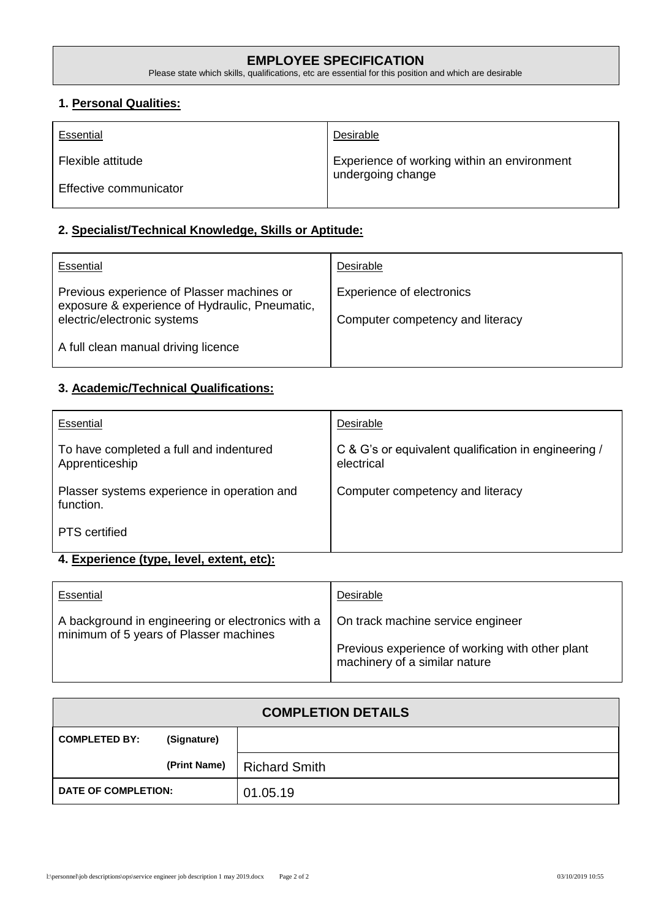# EMPLOYEE SPECIFICATION

Please state which skills, qualifications, etc are essential for this position and which are desirable

## 1. Personal Qualities:

| Essential | Desirable |
|---|---|
| Flexible attitude<br><br>Effective communicator | Experience of working within an environment undergoing change |

## 2. Specialist/Technical Knowledge, Skills or Aptitude:

| Essential | Desirable |
|---|---|
| Previous experience of Plasser machines or exposure & experience of Hydraulic, Pneumatic, electric/electronic systems<br><br>A full clean manual driving licence | Experience of electronics<br><br>Computer competency and literacy |

## 3. Academic/Technical Qualifications:

| Essential | Desirable |
|---|---|
| To have completed a full and indentured Apprenticeship<br><br>Plasser systems experience in operation and function.<br><br>PTS certified | C & G's or equivalent qualification in engineering / electrical<br><br>Computer competency and literacy |

## 4. Experience (type, level, extent, etc):

| Essential | Desirable |
|---|---|
| A background in engineering or electronics with a minimum of 5 years of Plasser machines | On track machine service engineer<br><br>Previous experience of working with other plant machinery of a similar nature |

## COMPLETION DETAILS

| | | |
|---|---|---|
| **COMPLETED BY:** | **(Signature)** | |
| | **(Print Name)** | Richard Smith |
| **DATE OF COMPLETION:** | | 01.05.19 |